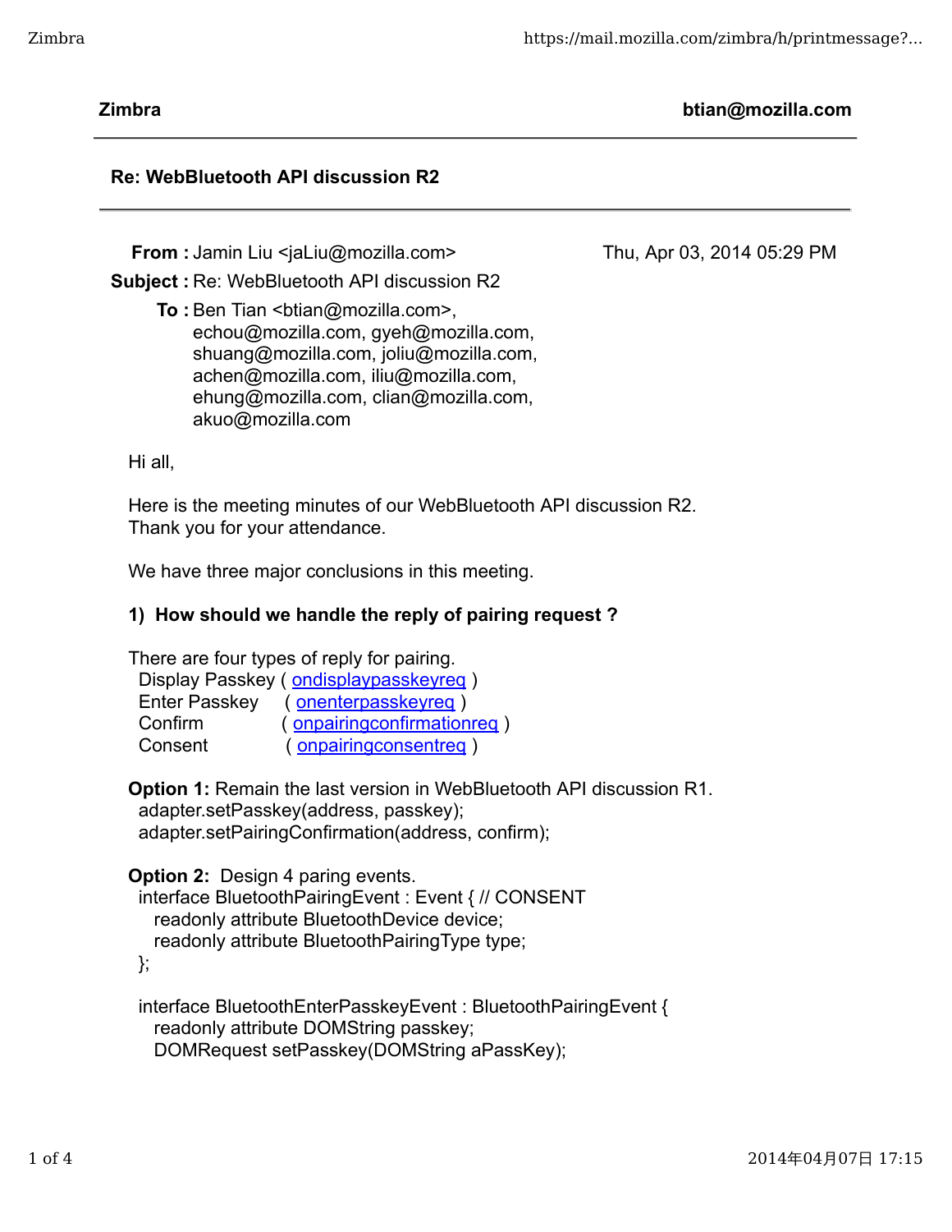**Zimbra** **btian@mozilla.com**

## Re: WebBluetooth API discussion R2

**From :** Jamin Liu <jaLiu@mozilla.com> Thu, Apr 03, 2014 05:29 PM

**Subject :** Re: WebBluetooth API discussion R2

**To :** Ben Tian <btian@mozilla.com>, echou@mozilla.com, gyeh@mozilla.com, shuang@mozilla.com, joliu@mozilla.com, achen@mozilla.com, iliu@mozilla.com, ehung@mozilla.com, clian@mozilla.com, akuo@mozilla.com

Hi all,

Here is the meeting minutes of our WebBluetooth API discussion R2.
Thank you for your attendance.

We have three major conclusions in this meeting.

**1) How should we handle the reply of pairing request ?**

There are four types of reply for pairing.

- Display Passkey ( ondisplaypasskeyreq )
- Enter Passkey ( onenterpasskeyreq )
- Confirm ( onpairingconfirmationreq )
- Consent ( onpairingconsentreq )

**Option 1:** Remain the last version in WebBluetooth API discussion R1.

```
adapter.setPasskey(address, passkey);
adapter.setPairingConfirmation(address, confirm);
```

**Option 2:** Design 4 paring events.

```
interface BluetoothPairingEvent : Event { // CONSENT
  readonly attribute BluetoothDevice device;
  readonly attribute BluetoothPairingType type;
};

interface BluetoothEnterPasskeyEvent : BluetoothPairingEvent {
  readonly attribute DOMString passkey;
  DOMRequest setPasskey(DOMString aPassKey);
```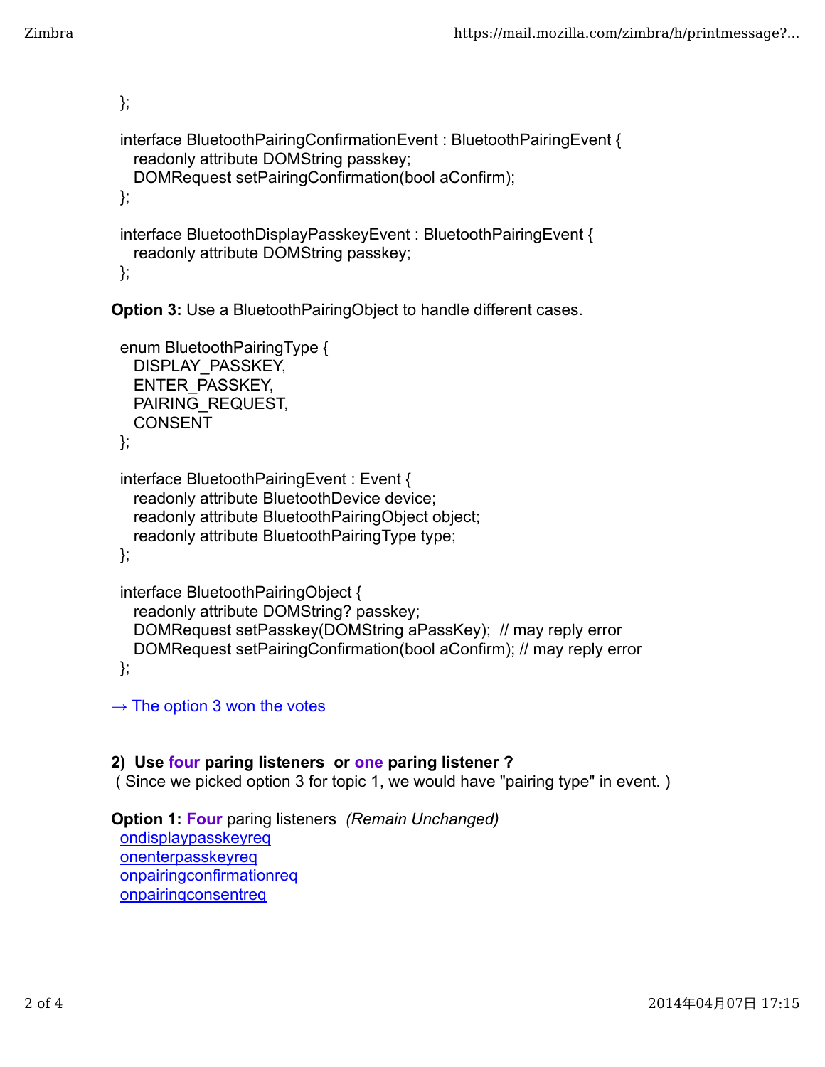```
};

interface BluetoothPairingConfirmationEvent : BluetoothPairingEvent {
  readonly attribute DOMString passkey;
  DOMRequest setPairingConfirmation(bool aConfirm);
};

interface BluetoothDisplayPasskeyEvent : BluetoothPairingEvent {
  readonly attribute DOMString passkey;
};
```

**Option 3:** Use a BluetoothPairingObject to handle different cases.

```
enum BluetoothPairingType {
  DISPLAY_PASSKEY,
  ENTER_PASSKEY,
  PAIRING_REQUEST,
  CONSENT
};

interface BluetoothPairingEvent : Event {
  readonly attribute BluetoothDevice device;
  readonly attribute BluetoothPairingObject object;
  readonly attribute BluetoothPairingType type;
};

interface BluetoothPairingObject {
  readonly attribute DOMString? passkey;
  DOMRequest setPasskey(DOMString aPassKey);  // may reply error
  DOMRequest setPairingConfirmation(bool aConfirm); // may reply error
};
```

→ The option 3 won the votes

**2) Use four paring listeners or one paring listener ?**
( Since we picked option 3 for topic 1, we would have "pairing type" in event. )

**Option 1: Four** paring listeners *(Remain Unchanged)*
- ondisplaypasskeyreq
- onenterpasskeyreq
- onpairingconfirmationreq
- onpairingconsentreq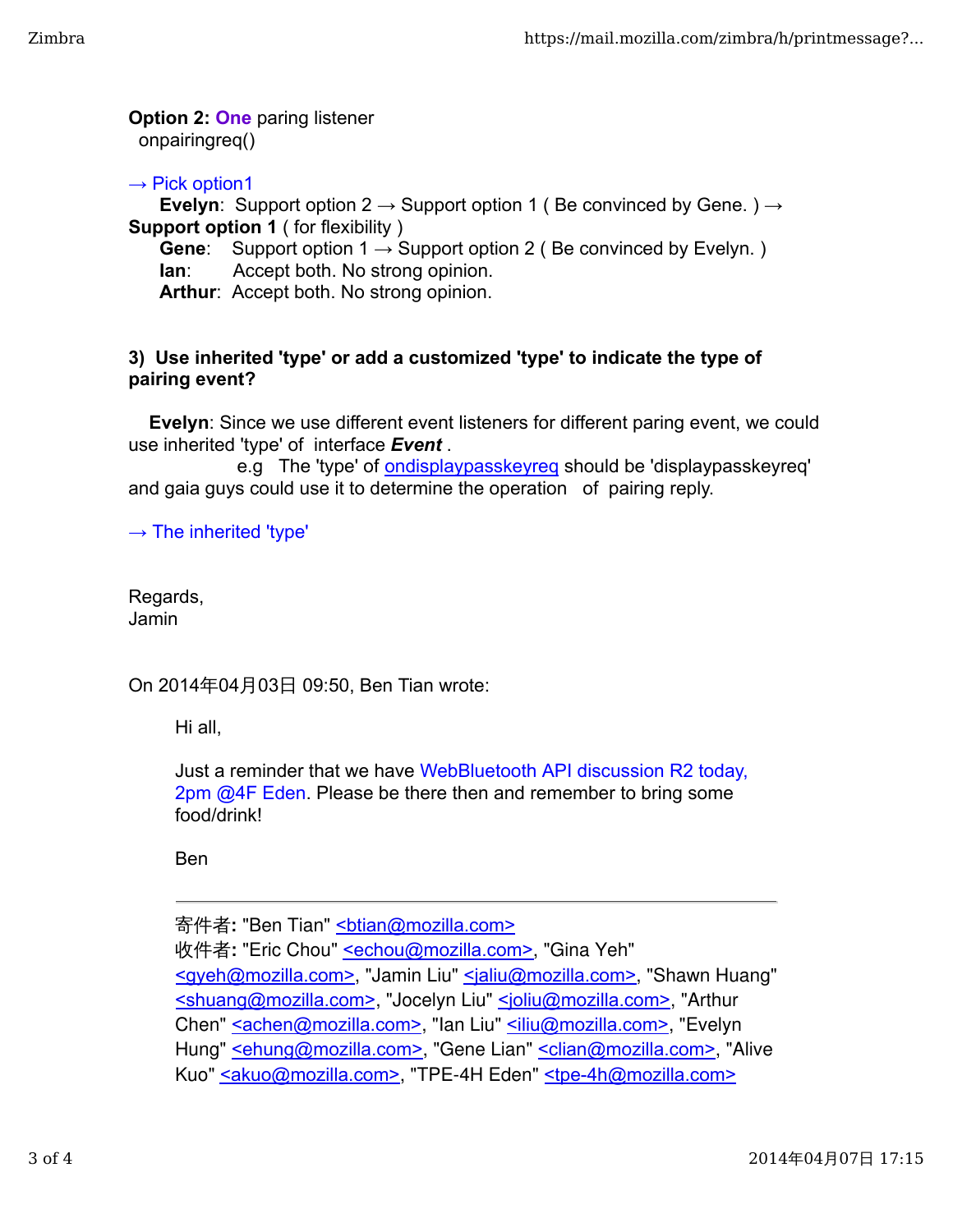**Option 2: One** paring listener
onpairingreq()

→ Pick option1

**Evelyn**: Support option 2 → Support option 1 ( Be convinced by Gene. ) → **Support option 1** ( for flexibility )

**Gene**: Support option 1 → Support option 2 ( Be convinced by Evelyn. )

**Ian**: Accept both. No strong opinion.

**Arthur**: Accept both. No strong opinion.

**3) Use inherited 'type' or add a customized 'type' to indicate the type of pairing event?**

**Evelyn**: Since we use different event listeners for different paring event, we could use inherited 'type' of interface ***Event*** .
e.g The 'type' of ondisplaypasskeyreq should be 'displaypasskeyreq' and gaia guys could use it to determine the operation of pairing reply.

→ The inherited 'type'

Regards,
Jamin

On 2014年04月03日 09:50, Ben Tian wrote:

> Hi all,
>
> Just a reminder that we have WebBluetooth API discussion R2 today, 2pm @4F Eden. Please be there then and remember to bring some food/drink!
>
> Ben
>
> ---
>
> 寄件者**:** "Ben Tian" <btian@mozilla.com>
> 收件者**:** "Eric Chou" <echou@mozilla.com>, "Gina Yeh" <gyeh@mozilla.com>, "Jamin Liu" <jaliu@mozilla.com>, "Shawn Huang" <shuang@mozilla.com>, "Jocelyn Liu" <joliu@mozilla.com>, "Arthur Chen" <achen@mozilla.com>, "Ian Liu" <iliu@mozilla.com>, "Evelyn Hung" <ehung@mozilla.com>, "Gene Lian" <clian@mozilla.com>, "Alive Kuo" <akuo@mozilla.com>, "TPE-4H Eden" <tpe-4h@mozilla.com>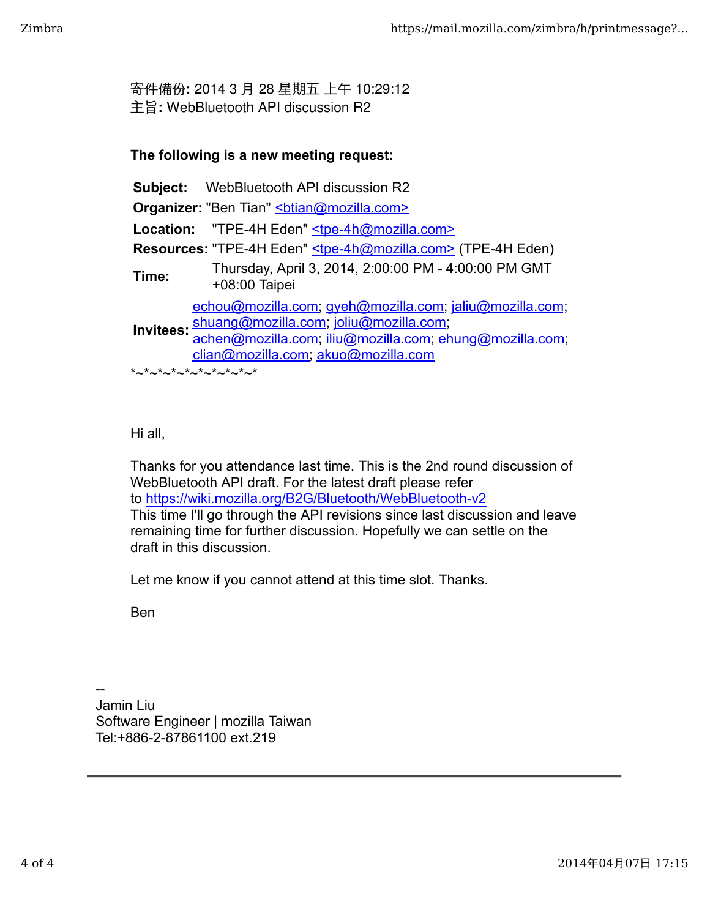寄件備份: 2014 3 月 28 星期五 上午 10:29:12
主旨: WebBluetooth API discussion R2

**The following is a new meeting request:**

| | |
|---|---|
| **Subject:** | WebBluetooth API discussion R2 |
| **Organizer:** | "Ben Tian" <btian@mozilla.com> |
| **Location:** | "TPE-4H Eden" <tpe-4h@mozilla.com> |
| **Resources:** | "TPE-4H Eden" <tpe-4h@mozilla.com> (TPE-4H Eden) |
| **Time:** | Thursday, April 3, 2014, 2:00:00 PM - 4:00:00 PM GMT +08:00 Taipei |
| **Invitees:** | echou@mozilla.com; gyeh@mozilla.com; jaliu@mozilla.com; shuang@mozilla.com; joliu@mozilla.com; achen@mozilla.com; iliu@mozilla.com; ehung@mozilla.com; clian@mozilla.com; akuo@mozilla.com |

*~*~*~*~*~*~*~*~*~*

Hi all,

Thanks for you attendance last time. This is the 2nd round discussion of WebBluetooth API draft. For the latest draft please refer to https://wiki.mozilla.org/B2G/Bluetooth/WebBluetooth-v2
This time I'll go through the API revisions since last discussion and leave remaining time for further discussion. Hopefully we can settle on the draft in this discussion.

Let me know if you cannot attend at this time slot. Thanks.

Ben

--
Jamin Liu
Software Engineer | mozilla Taiwan
Tel:+886-2-87861100 ext.219